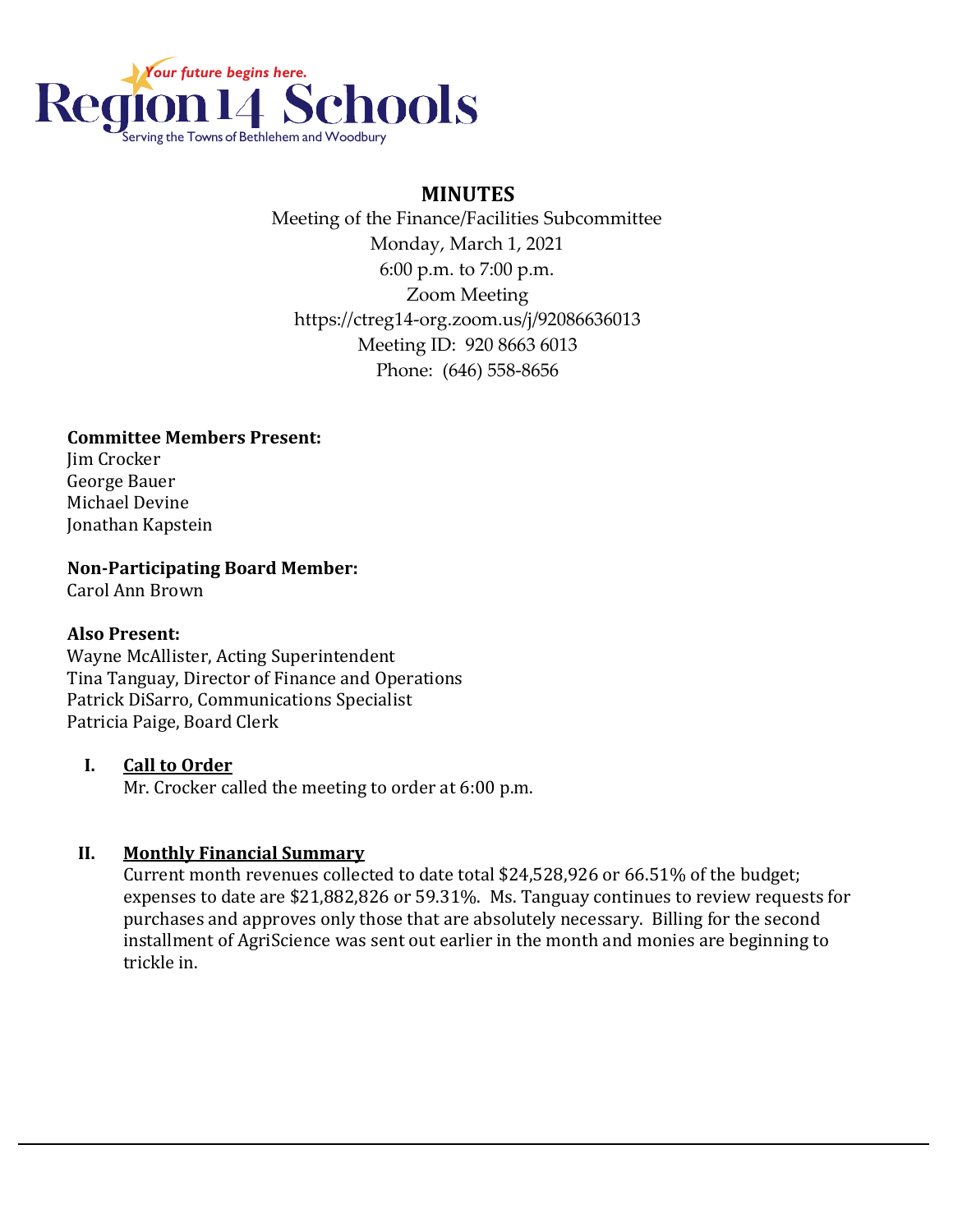Region 14 Schools

*Your future begins here.*

Serving the Towns of Bethlehem and Woodbury

# MINUTES

Meeting of the Finance/Facilities Subcommittee
Monday, March 1, 2021
6:00 p.m. to 7:00 p.m.
Zoom Meeting
https://ctreg14-org.zoom.us/j/92086636013
Meeting ID: 920 8663 6013
Phone: (646) 558-8656

**Committee Members Present:**
Jim Crocker
George Bauer
Michael Devine
Jonathan Kapstein

**Non-Participating Board Member:**
Carol Ann Brown

**Also Present:**
Wayne McAllister, Acting Superintendent
Tina Tanguay, Director of Finance and Operations
Patrick DiSarro, Communications Specialist
Patricia Paige, Board Clerk

**I. Call to Order**

Mr. Crocker called the meeting to order at 6:00 p.m.

**II. Monthly Financial Summary**

Current month revenues collected to date total $24,528,926 or 66.51% of the budget; expenses to date are $21,882,826 or 59.31%. Ms. Tanguay continues to review requests for purchases and approves only those that are absolutely necessary. Billing for the second installment of AgriScience was sent out earlier in the month and monies are beginning to trickle in.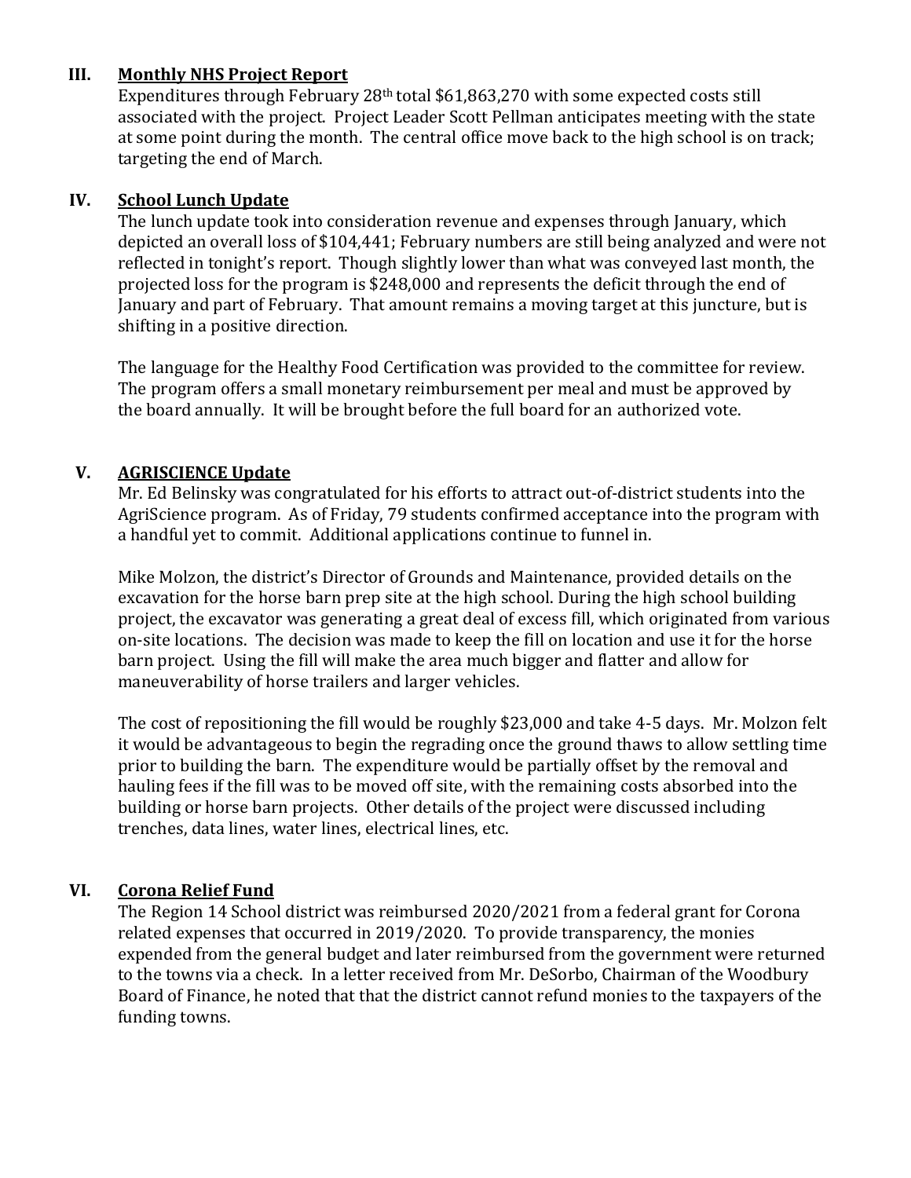## III. Monthly NHS Project Report

Expenditures through February 28th total $61,863,270 with some expected costs still associated with the project. Project Leader Scott Pellman anticipates meeting with the state at some point during the month. The central office move back to the high school is on track; targeting the end of March.

## IV. School Lunch Update

The lunch update took into consideration revenue and expenses through January, which depicted an overall loss of $104,441; February numbers are still being analyzed and were not reflected in tonight's report. Though slightly lower than what was conveyed last month, the projected loss for the program is $248,000 and represents the deficit through the end of January and part of February. That amount remains a moving target at this juncture, but is shifting in a positive direction.

The language for the Healthy Food Certification was provided to the committee for review. The program offers a small monetary reimbursement per meal and must be approved by the board annually. It will be brought before the full board for an authorized vote.

## V. AGRISCIENCE Update

Mr. Ed Belinsky was congratulated for his efforts to attract out-of-district students into the AgriScience program. As of Friday, 79 students confirmed acceptance into the program with a handful yet to commit. Additional applications continue to funnel in.

Mike Molzon, the district's Director of Grounds and Maintenance, provided details on the excavation for the horse barn prep site at the high school. During the high school building project, the excavator was generating a great deal of excess fill, which originated from various on-site locations. The decision was made to keep the fill on location and use it for the horse barn project. Using the fill will make the area much bigger and flatter and allow for maneuverability of horse trailers and larger vehicles.

The cost of repositioning the fill would be roughly $23,000 and take 4-5 days. Mr. Molzon felt it would be advantageous to begin the regrading once the ground thaws to allow settling time prior to building the barn. The expenditure would be partially offset by the removal and hauling fees if the fill was to be moved off site, with the remaining costs absorbed into the building or horse barn projects. Other details of the project were discussed including trenches, data lines, water lines, electrical lines, etc.

## VI. Corona Relief Fund

The Region 14 School district was reimbursed 2020/2021 from a federal grant for Corona related expenses that occurred in 2019/2020. To provide transparency, the monies expended from the general budget and later reimbursed from the government were returned to the towns via a check. In a letter received from Mr. DeSorbo, Chairman of the Woodbury Board of Finance, he noted that that the district cannot refund monies to the taxpayers of the funding towns.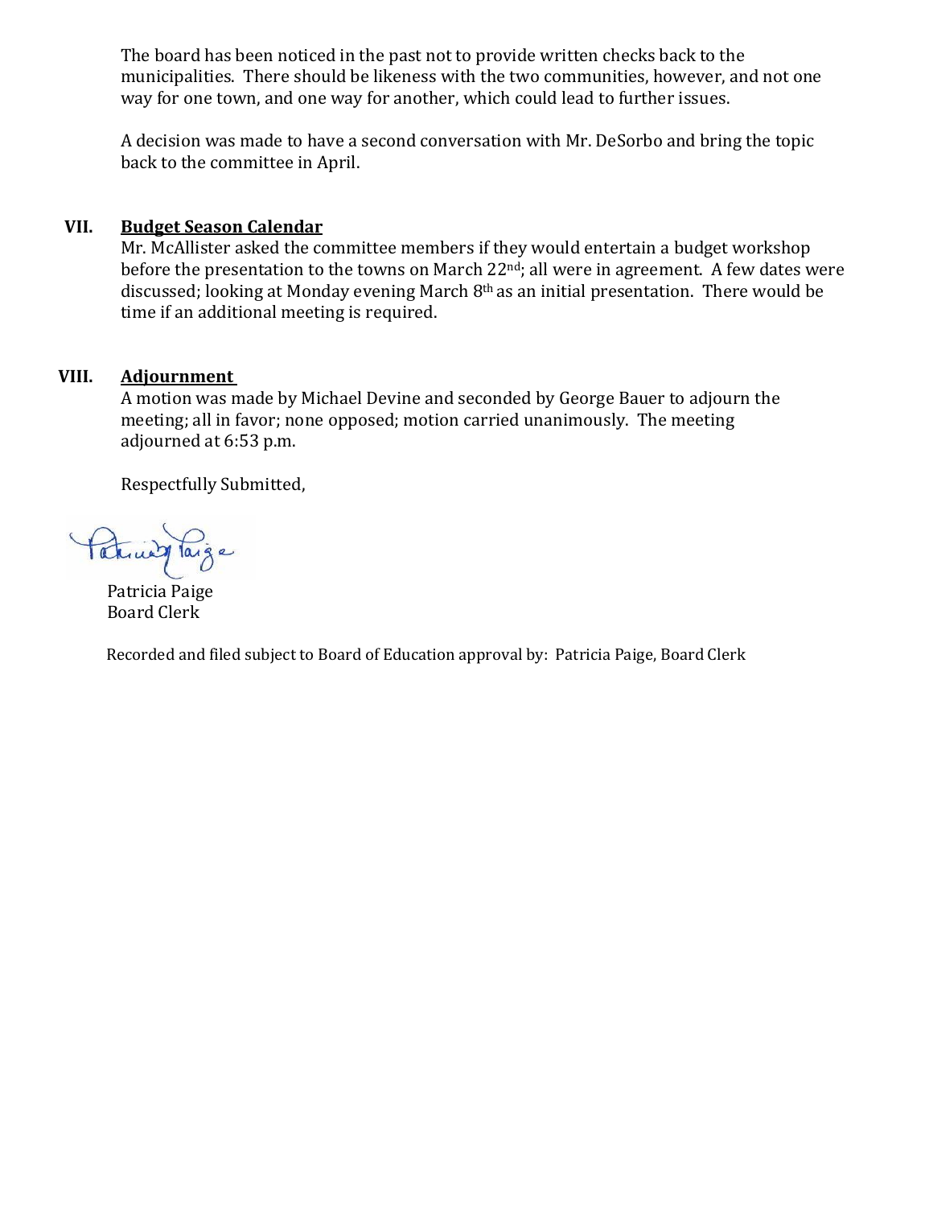The board has been noticed in the past not to provide written checks back to the municipalities. There should be likeness with the two communities, however, and not one way for one town, and one way for another, which could lead to further issues.

A decision was made to have a second conversation with Mr. DeSorbo and bring the topic back to the committee in April.

## VII. Budget Season Calendar

Mr. McAllister asked the committee members if they would entertain a budget workshop before the presentation to the towns on March 22nd; all were in agreement. A few dates were discussed; looking at Monday evening March 8th as an initial presentation. There would be time if an additional meeting is required.

## VIII. Adjournment

A motion was made by Michael Devine and seconded by George Bauer to adjourn the meeting; all in favor; none opposed; motion carried unanimously. The meeting adjourned at 6:53 p.m.

Respectfully Submitted,

Patricia Paige
Board Clerk

Recorded and filed subject to Board of Education approval by: Patricia Paige, Board Clerk